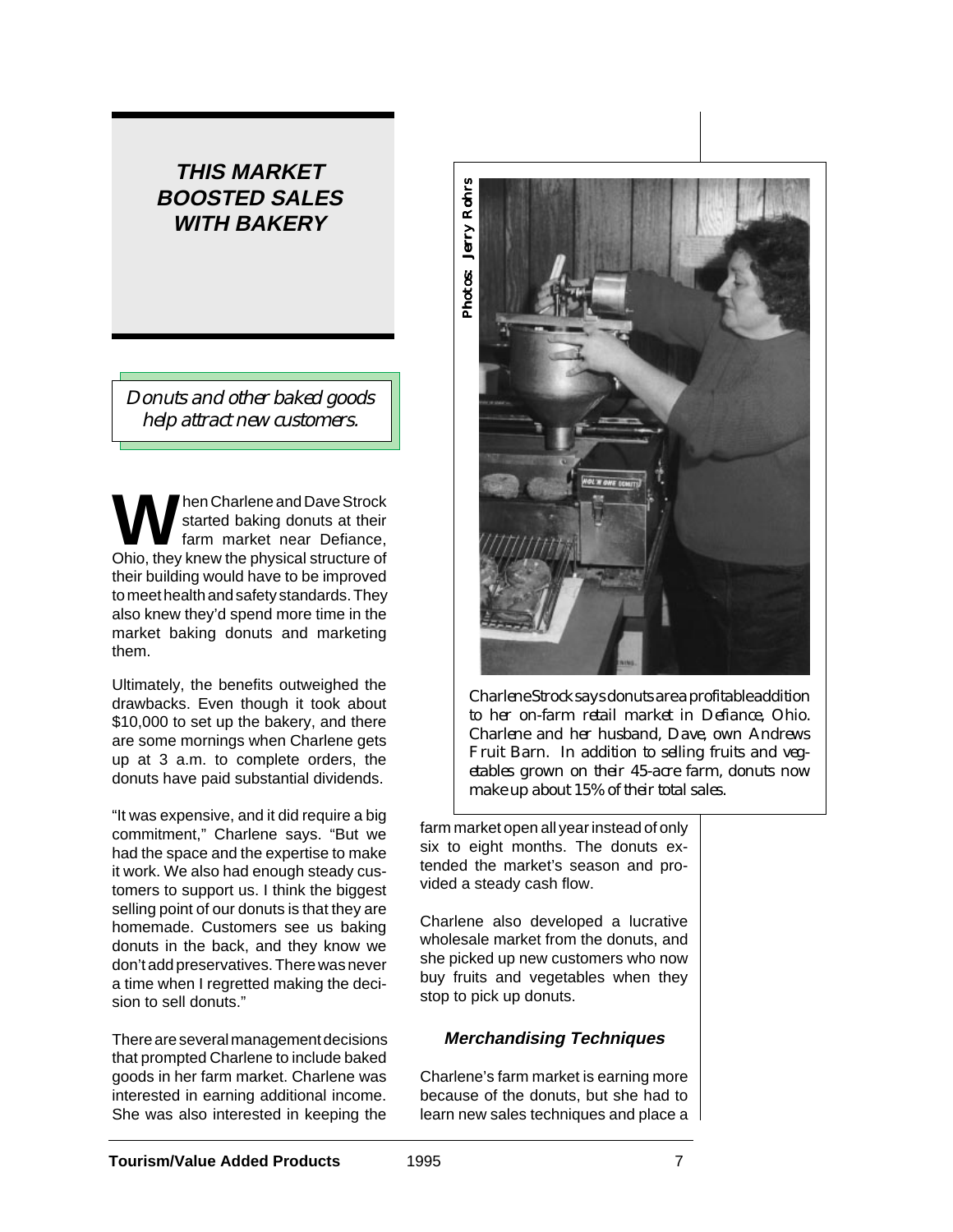## THIS MARKET BOOSTED SALES WITH BAKERY

*Donuts and other baked goods help attract new customers.*

When Charlene and Dave Strock started baking donuts at their farm market near Defiance, Ohio, they knew the physical structure of their building would have to be improved to meet health and safety standards. They also knew they'd spend more time in the market baking donuts and marketing them.

Ultimately, the benefits outweighed the drawbacks. Even though it took about $10,000 to set up the bakery, and there are some mornings when Charlene gets up at 3 a.m. to complete orders, the donuts have paid substantial dividends.

"It was expensive, and it did require a big commitment," Charlene says. "But we had the space and the expertise to make it work. We also had enough steady customers to support us. I think the biggest selling point of our donuts is that they are homemade. Customers see us baking donuts in the back, and they know we don't add preservatives. There was never a time when I regretted making the decision to sell donuts."

There are several management decisions that prompted Charlene to include baked goods in her farm market. Charlene was interested in earning additional income. She was also interested in keeping the farm market open all year instead of only six to eight months. The donuts extended the market's season and provided a steady cash flow.

Charlene also developed a lucrative wholesale market from the donuts, and she picked up new customers who now buy fruits and vegetables when they stop to pick up donuts.

Photos: Jerry Rohrs

Charlene Strock says donuts are a profitable addition to her on-farm retail market in Defiance, Ohio. Charlene and her husband, Dave, own Andrews Fruit Barn. In addition to selling fruits and vegetables grown on their 45-acre farm, donuts now make up about 15% of their total sales.

### Merchandising Techniques

Charlene's farm market is earning more because of the donuts, but she had to learn new sales techniques and place a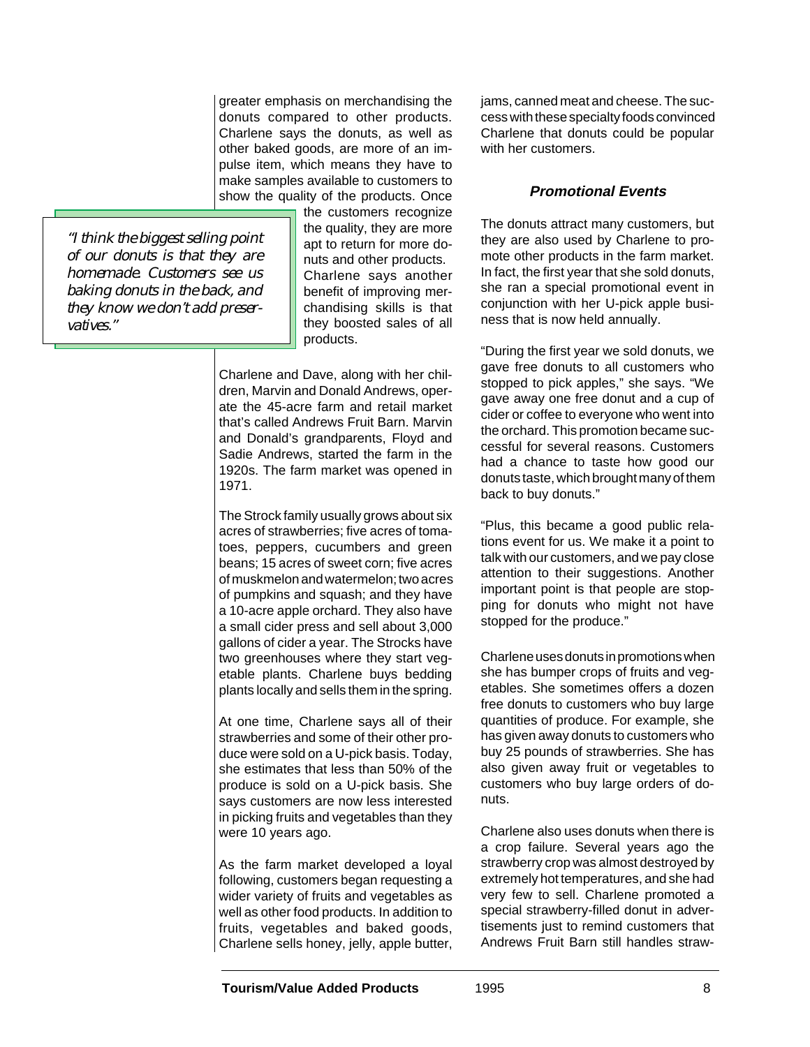greater emphasis on merchandising the donuts compared to other products. Charlene says the donuts, as well as other baked goods, are more of an impulse item, which means they have to make samples available to customers to show the quality of the products. Once the customers recognize the quality, they are more apt to return for more donuts and other products. Charlene says another benefit of improving merchandising skills is that they boosted sales of all products.

> *"I think the biggest selling point of our donuts is that they are homemade. Customers see us baking donuts in the back, and they know we don't add preservatives."*

Charlene and Dave, along with her children, Marvin and Donald Andrews, operate the 45-acre farm and retail market that's called Andrews Fruit Barn. Marvin and Donald's grandparents, Floyd and Sadie Andrews, started the farm in the 1920s. The farm market was opened in 1971.

The Strock family usually grows about six acres of strawberries; five acres of tomatoes, peppers, cucumbers and green beans; 15 acres of sweet corn; five acres of muskmelon and watermelon; two acres of pumpkins and squash; and they have a 10-acre apple orchard. They also have a small cider press and sell about 3,000 gallons of cider a year. The Strocks have two greenhouses where they start vegetable plants. Charlene buys bedding plants locally and sells them in the spring.

At one time, Charlene says all of their strawberries and some of their other produce were sold on a U-pick basis. Today, she estimates that less than 50% of the produce is sold on a U-pick basis. She says customers are now less interested in picking fruits and vegetables than they were 10 years ago.

As the farm market developed a loyal following, customers began requesting a wider variety of fruits and vegetables as well as other food products. In addition to fruits, vegetables and baked goods, Charlene sells honey, jelly, apple butter, jams, canned meat and cheese. The success with these specialty foods convinced Charlene that donuts could be popular with her customers.

### *Promotional Events*

The donuts attract many customers, but they are also used by Charlene to promote other products in the farm market. In fact, the first year that she sold donuts, she ran a special promotional event in conjunction with her U-pick apple business that is now held annually.

"During the first year we sold donuts, we gave free donuts to all customers who stopped to pick apples," she says. "We gave away one free donut and a cup of cider or coffee to everyone who went into the orchard. This promotion became successful for several reasons. Customers had a chance to taste how good our donuts taste, which brought many of them back to buy donuts."

"Plus, this became a good public relations event for us. We make it a point to talk with our customers, and we pay close attention to their suggestions. Another important point is that people are stopping for donuts who might not have stopped for the produce."

Charlene uses donuts in promotions when she has bumper crops of fruits and vegetables. She sometimes offers a dozen free donuts to customers who buy large quantities of produce. For example, she has given away donuts to customers who buy 25 pounds of strawberries. She has also given away fruit or vegetables to customers who buy large orders of donuts.

Charlene also uses donuts when there is a crop failure. Several years ago the strawberry crop was almost destroyed by extremely hot temperatures, and she had very few to sell. Charlene promoted a special strawberry-filled donut in advertisements just to remind customers that Andrews Fruit Barn still handles straw-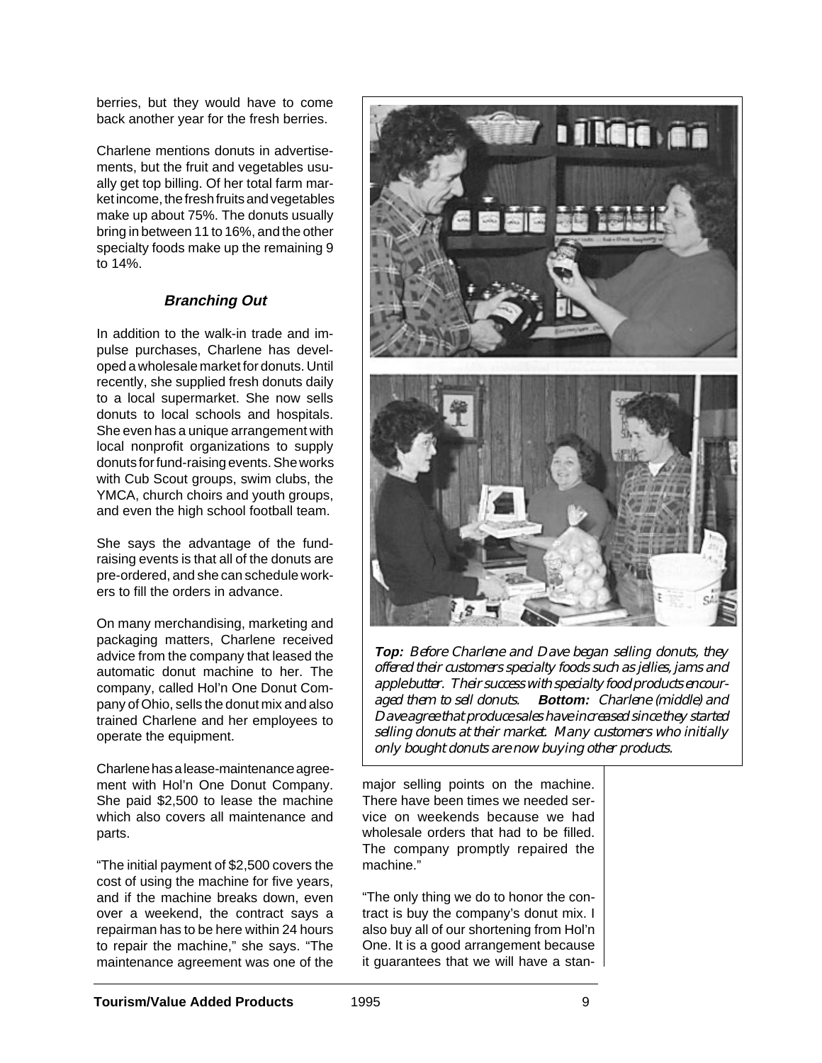berries, but they would have to come back another year for the fresh berries.

Charlene mentions donuts in advertisements, but the fruit and vegetables usually get top billing. Of her total farm market income, the fresh fruits and vegetables make up about 75%. The donuts usually bring in between 11 to 16%, and the other specialty foods make up the remaining 9 to 14%.

### *Branching Out*

In addition to the walk-in trade and impulse purchases, Charlene has developed a wholesale market for donuts. Until recently, she supplied fresh donuts daily to a local supermarket. She now sells donuts to local schools and hospitals. She even has a unique arrangement with local nonprofit organizations to supply donuts for fund-raising events. She works with Cub Scout groups, swim clubs, the YMCA, church choirs and youth groups, and even the high school football team.

She says the advantage of the fund-raising events is that all of the donuts are pre-ordered, and she can schedule workers to fill the orders in advance.

On many merchandising, marketing and packaging matters, Charlene received advice from the company that leased the automatic donut machine to her. The company, called Hol'n One Donut Company of Ohio, sells the donut mix and also trained Charlene and her employees to operate the equipment.

Charlene has a lease-maintenance agreement with Hol'n One Donut Company. She paid $2,500 to lease the machine which also covers all maintenance and parts.

"The initial payment of $2,500 covers the cost of using the machine for five years, and if the machine breaks down, even over a weekend, the contract says a repairman has to be here within 24 hours to repair the machine," she says. "The maintenance agreement was one of the major selling points on the machine. There have been times we needed service on weekends because we had wholesale orders that had to be filled. The company promptly repaired the machine."

"The only thing we do to honor the contract is buy the company's donut mix. I also buy all of our shortening from Hol'n One. It is a good arrangement because it guarantees that we will have a stan-

***Top:*** *Before Charlene and Dave began selling donuts, they offered their customers specialty foods such as jellies, jams and applebutter. Their success with specialty food products encouraged them to sell donuts.* ***Bottom:*** *Charlene (middle) and Dave agree that produce sales have increased since they started selling donuts at their market. Many customers who initially only bought donuts are now buying other products.*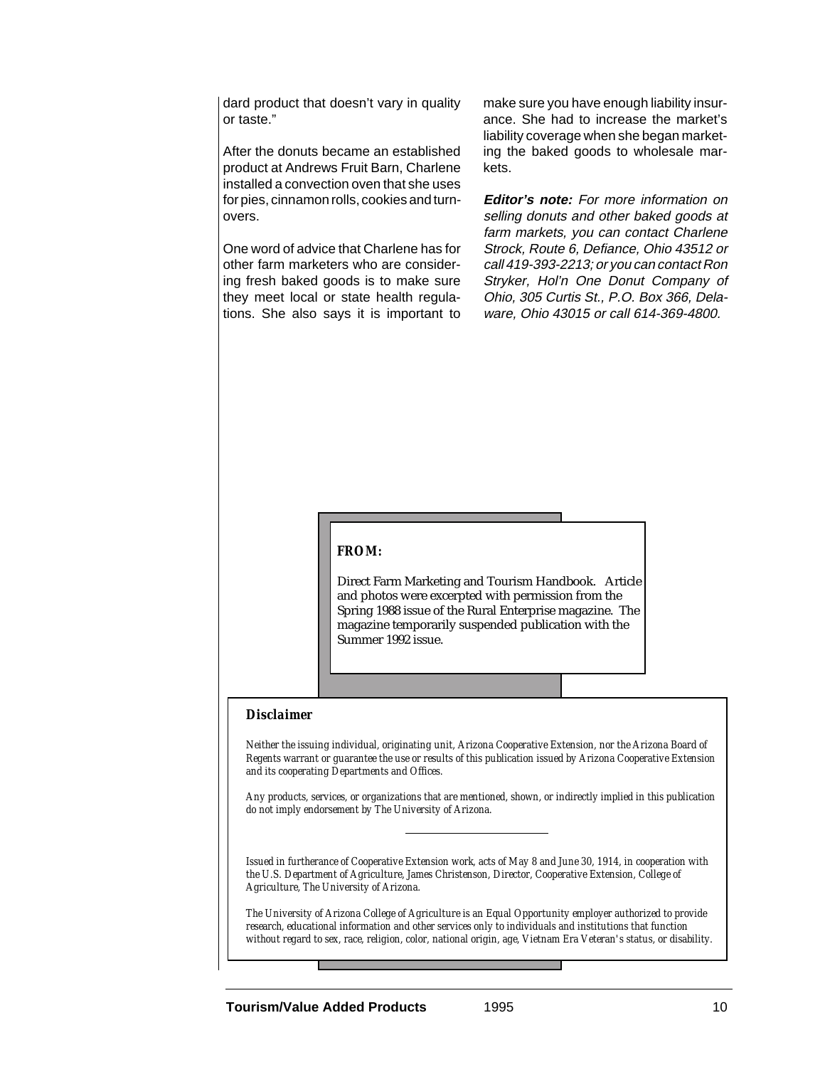dard product that doesn't vary in quality or taste."

After the donuts became an established product at Andrews Fruit Barn, Charlene installed a convection oven that she uses for pies, cinnamon rolls, cookies and turnovers.

One word of advice that Charlene has for other farm marketers who are considering fresh baked goods is to make sure they meet local or state health regulations. She also says it is important to make sure you have enough liability insurance. She had to increase the market's liability coverage when she began marketing the baked goods to wholesale markets.

***Editor's note:*** *For more information on selling donuts and other baked goods at farm markets, you can contact Charlene Strock, Route 6, Defiance, Ohio 43512 or call 419-393-2213; or you can contact Ron Stryker, Hol'n One Donut Company of Ohio, 305 Curtis St., P.O. Box 366, Delaware, Ohio 43015 or call 614-369-4800.*

***FROM:***

Direct Farm Marketing and Tourism Handbook. Article and photos were excerpted with permission from the Spring 1988 issue of the Rural Enterprise magazine. The magazine temporarily suspended publication with the Summer 1992 issue.

### *Disclaimer*

*Neither the issuing individual, originating unit, Arizona Cooperative Extension, nor the Arizona Board of Regents warrant or guarantee the use or results of this publication issued by Arizona Cooperative Extension and its cooperating Departments and Offices.*

*Any products, services, or organizations that are mentioned, shown, or indirectly implied in this publication do not imply endorsement by The University of Arizona.*

---

*Issued in furtherance of Cooperative Extension work, acts of May 8 and June 30, 1914, in cooperation with the U.S. Department of Agriculture, James Christenson, Director, Cooperative Extension, College of Agriculture, The University of Arizona.*

*The University of Arizona College of Agriculture is an Equal Opportunity employer authorized to provide research, educational information and other services only to individuals and institutions that function without regard to sex, race, religion, color, national origin, age, Vietnam Era Veteran's status, or disability.*